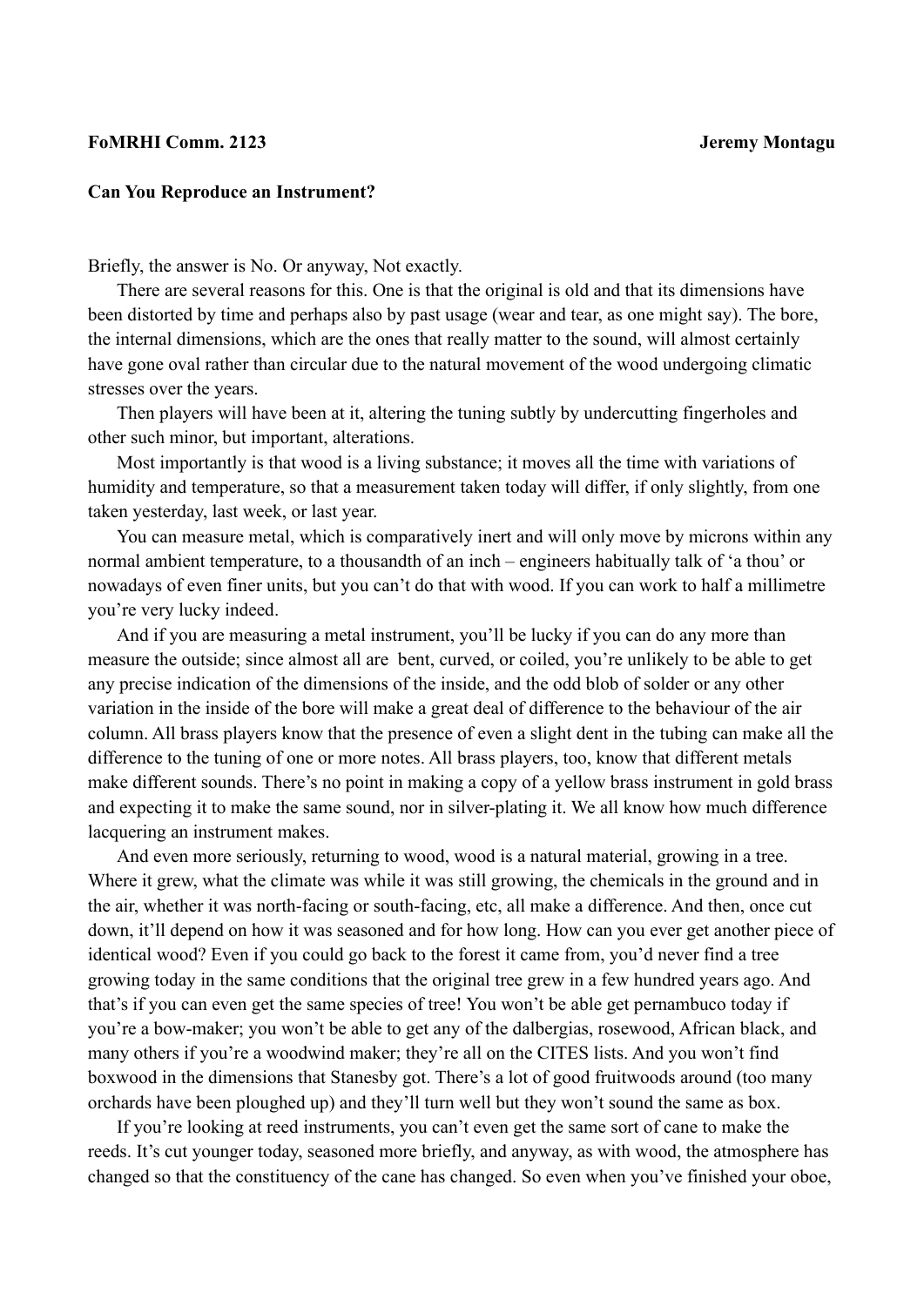**FoMRHI Comm. 2123** **Jeremy Montagu**

**Can You Reproduce an Instrument?**

Briefly, the answer is No. Or anyway, Not exactly.

There are several reasons for this. One is that the original is old and that its dimensions have been distorted by time and perhaps also by past usage (wear and tear, as one might say). The bore, the internal dimensions, which are the ones that really matter to the sound, will almost certainly have gone oval rather than circular due to the natural movement of the wood undergoing climatic stresses over the years.

Then players will have been at it, altering the tuning subtly by undercutting fingerholes and other such minor, but important, alterations.

Most importantly is that wood is a living substance; it moves all the time with variations of humidity and temperature, so that a measurement taken today will differ, if only slightly, from one taken yesterday, last week, or last year.

You can measure metal, which is comparatively inert and will only move by microns within any normal ambient temperature, to a thousandth of an inch – engineers habitually talk of 'a thou' or nowadays of even finer units, but you can't do that with wood. If you can work to half a millimetre you're very lucky indeed.

And if you are measuring a metal instrument, you'll be lucky if you can do any more than measure the outside; since almost all are bent, curved, or coiled, you're unlikely to be able to get any precise indication of the dimensions of the inside, and the odd blob of solder or any other variation in the inside of the bore will make a great deal of difference to the behaviour of the air column. All brass players know that the presence of even a slight dent in the tubing can make all the difference to the tuning of one or more notes. All brass players, too, know that different metals make different sounds. There's no point in making a copy of a yellow brass instrument in gold brass and expecting it to make the same sound, nor in silver-plating it. We all know how much difference lacquering an instrument makes.

And even more seriously, returning to wood, wood is a natural material, growing in a tree. Where it grew, what the climate was while it was still growing, the chemicals in the ground and in the air, whether it was north-facing or south-facing, etc, all make a difference. And then, once cut down, it'll depend on how it was seasoned and for how long. How can you ever get another piece of identical wood? Even if you could go back to the forest it came from, you'd never find a tree growing today in the same conditions that the original tree grew in a few hundred years ago. And that's if you can even get the same species of tree! You won't be able get pernambuco today if you're a bow-maker; you won't be able to get any of the dalbergias, rosewood, African black, and many others if you're a woodwind maker; they're all on the CITES lists. And you won't find boxwood in the dimensions that Stanesby got. There's a lot of good fruitwoods around (too many orchards have been ploughed up) and they'll turn well but they won't sound the same as box.

If you're looking at reed instruments, you can't even get the same sort of cane to make the reeds. It's cut younger today, seasoned more briefly, and anyway, as with wood, the atmosphere has changed so that the constituency of the cane has changed. So even when you've finished your oboe,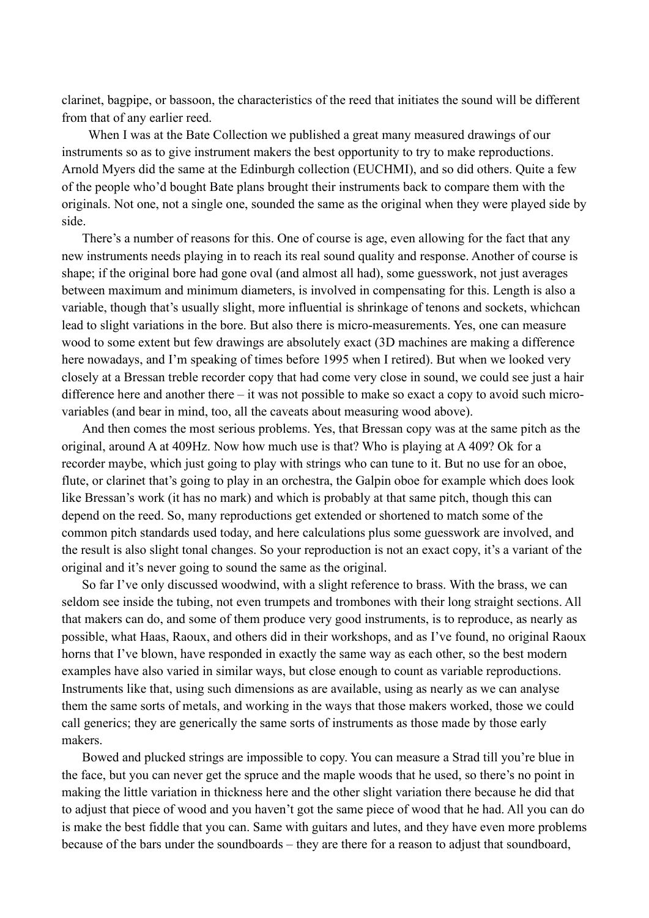clarinet, bagpipe, or bassoon, the characteristics of the reed that initiates the sound will be different from that of any earlier reed.

When I was at the Bate Collection we published a great many measured drawings of our instruments so as to give instrument makers the best opportunity to try to make reproductions. Arnold Myers did the same at the Edinburgh collection (EUCHMI), and so did others. Quite a few of the people who'd bought Bate plans brought their instruments back to compare them with the originals. Not one, not a single one, sounded the same as the original when they were played side by side.

There's a number of reasons for this. One of course is age, even allowing for the fact that any new instruments needs playing in to reach its real sound quality and response. Another of course is shape; if the original bore had gone oval (and almost all had), some guesswork, not just averages between maximum and minimum diameters, is involved in compensating for this. Length is also a variable, though that's usually slight, more influential is shrinkage of tenons and sockets, whichcan lead to slight variations in the bore. But also there is micro-measurements. Yes, one can measure wood to some extent but few drawings are absolutely exact (3D machines are making a difference here nowadays, and I'm speaking of times before 1995 when I retired). But when we looked very closely at a Bressan treble recorder copy that had come very close in sound, we could see just a hair difference here and another there – it was not possible to make so exact a copy to avoid such micro-variables (and bear in mind, too, all the caveats about measuring wood above).

And then comes the most serious problems. Yes, that Bressan copy was at the same pitch as the original, around A at 409Hz. Now how much use is that? Who is playing at A 409? Ok for a recorder maybe, which just going to play with strings who can tune to it. But no use for an oboe, flute, or clarinet that's going to play in an orchestra, the Galpin oboe for example which does look like Bressan's work (it has no mark) and which is probably at that same pitch, though this can depend on the reed. So, many reproductions get extended or shortened to match some of the common pitch standards used today, and here calculations plus some guesswork are involved, and the result is also slight tonal changes. So your reproduction is not an exact copy, it's a variant of the original and it's never going to sound the same as the original.

So far I've only discussed woodwind, with a slight reference to brass. With the brass, we can seldom see inside the tubing, not even trumpets and trombones with their long straight sections. All that makers can do, and some of them produce very good instruments, is to reproduce, as nearly as possible, what Haas, Raoux, and others did in their workshops, and as I've found, no original Raoux horns that I've blown, have responded in exactly the same way as each other, so the best modern examples have also varied in similar ways, but close enough to count as variable reproductions. Instruments like that, using such dimensions as are available, using as nearly as we can analyse them the same sorts of metals, and working in the ways that those makers worked, those we could call generics; they are generically the same sorts of instruments as those made by those early makers.

Bowed and plucked strings are impossible to copy. You can measure a Strad till you're blue in the face, but you can never get the spruce and the maple woods that he used, so there's no point in making the little variation in thickness here and the other slight variation there because he did that to adjust that piece of wood and you haven't got the same piece of wood that he had. All you can do is make the best fiddle that you can. Same with guitars and lutes, and they have even more problems because of the bars under the soundboards – they are there for a reason to adjust that soundboard,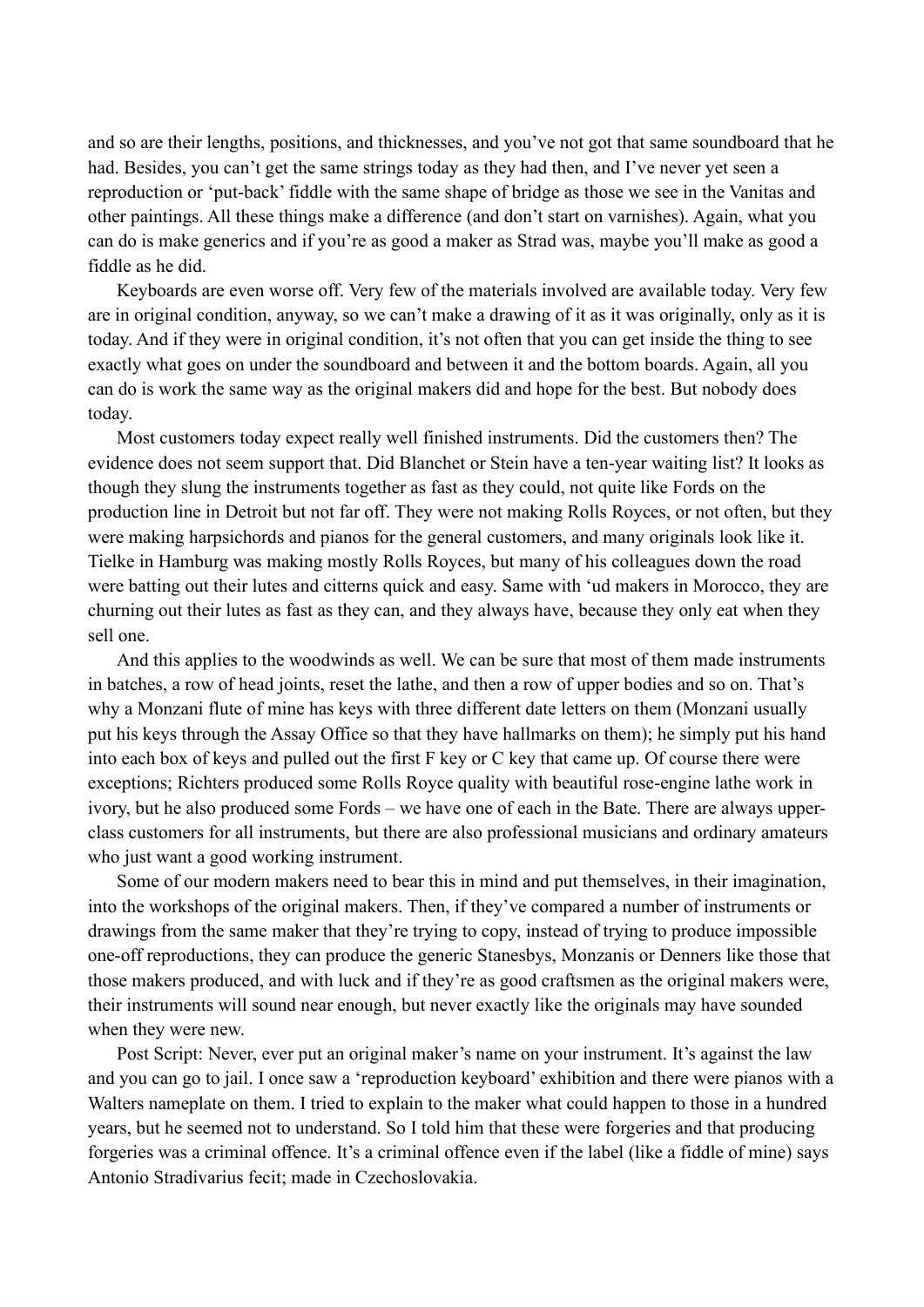and so are their lengths, positions, and thicknesses, and you've not got that same soundboard that he had. Besides, you can't get the same strings today as they had then, and I've never yet seen a reproduction or 'put-back' fiddle with the same shape of bridge as those we see in the Vanitas and other paintings. All these things make a difference (and don't start on varnishes). Again, what you can do is make generics and if you're as good a maker as Strad was, maybe you'll make as good a fiddle as he did.

Keyboards are even worse off. Very few of the materials involved are available today. Very few are in original condition, anyway, so we can't make a drawing of it as it was originally, only as it is today. And if they were in original condition, it's not often that you can get inside the thing to see exactly what goes on under the soundboard and between it and the bottom boards. Again, all you can do is work the same way as the original makers did and hope for the best. But nobody does today.

Most customers today expect really well finished instruments. Did the customers then? The evidence does not seem support that. Did Blanchet or Stein have a ten-year waiting list? It looks as though they slung the instruments together as fast as they could, not quite like Fords on the production line in Detroit but not far off. They were not making Rolls Royces, or not often, but they were making harpsichords and pianos for the general customers, and many originals look like it. Tielke in Hamburg was making mostly Rolls Royces, but many of his colleagues down the road were batting out their lutes and citterns quick and easy. Same with 'ud makers in Morocco, they are churning out their lutes as fast as they can, and they always have, because they only eat when they sell one.

And this applies to the woodwinds as well. We can be sure that most of them made instruments in batches, a row of head joints, reset the lathe, and then a row of upper bodies and so on. That's why a Monzani flute of mine has keys with three different date letters on them (Monzani usually put his keys through the Assay Office so that they have hallmarks on them); he simply put his hand into each box of keys and pulled out the first F key or C key that came up. Of course there were exceptions; Richters produced some Rolls Royce quality with beautiful rose-engine lathe work in ivory, but he also produced some Fords – we have one of each in the Bate. There are always upper-class customers for all instruments, but there are also professional musicians and ordinary amateurs who just want a good working instrument.

Some of our modern makers need to bear this in mind and put themselves, in their imagination, into the workshops of the original makers. Then, if they've compared a number of instruments or drawings from the same maker that they're trying to copy, instead of trying to produce impossible one-off reproductions, they can produce the generic Stanesbys, Monzanis or Denners like those that those makers produced, and with luck and if they're as good craftsmen as the original makers were, their instruments will sound near enough, but never exactly like the originals may have sounded when they were new.

Post Script: Never, ever put an original maker's name on your instrument. It's against the law and you can go to jail. I once saw a 'reproduction keyboard' exhibition and there were pianos with a Walters nameplate on them. I tried to explain to the maker what could happen to those in a hundred years, but he seemed not to understand. So I told him that these were forgeries and that producing forgeries was a criminal offence. It's a criminal offence even if the label (like a fiddle of mine) says Antonio Stradivarius fecit; made in Czechoslovakia.